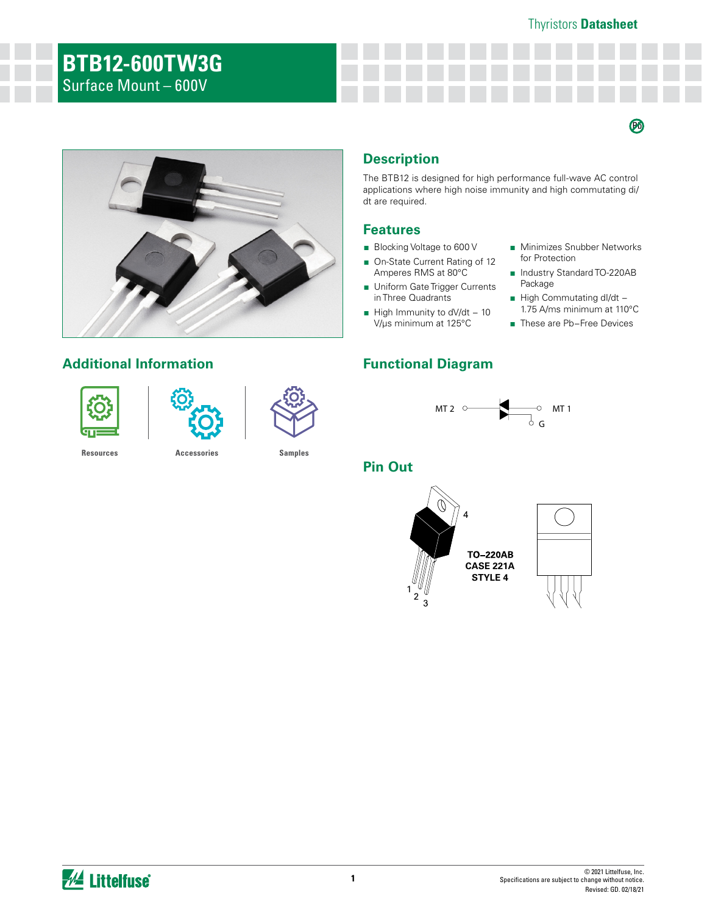# BTB12-600TW3G

Surface Mount – 600V

## Description

The BTB12 is designed for high performance full-wave AC control applications where high noise immunity and high commutating di/dt are required.

## Features

- Blocking Voltage to 600 V
- On-State Current Rating of 12 Amperes RMS at 80°C
- Uniform Gate Trigger Currents in Three Quadrants
- High Immunity to dV/dt – 10 V/µs minimum at 125°C
- Minimizes Snubber Networks for Protection
- Industry Standard TO-220AB Package
- High Commutating dI/dt – 1.75 A/ms minimum at 110°C
- These are Pb–Free Devices

## Additional Information

Resources | Accessories | Samples

## Functional Diagram

MT 2 — MT 1, G

## Pin Out

TO–220AB
CASE 221A
STYLE 4

Pins: 1, 2, 3, 4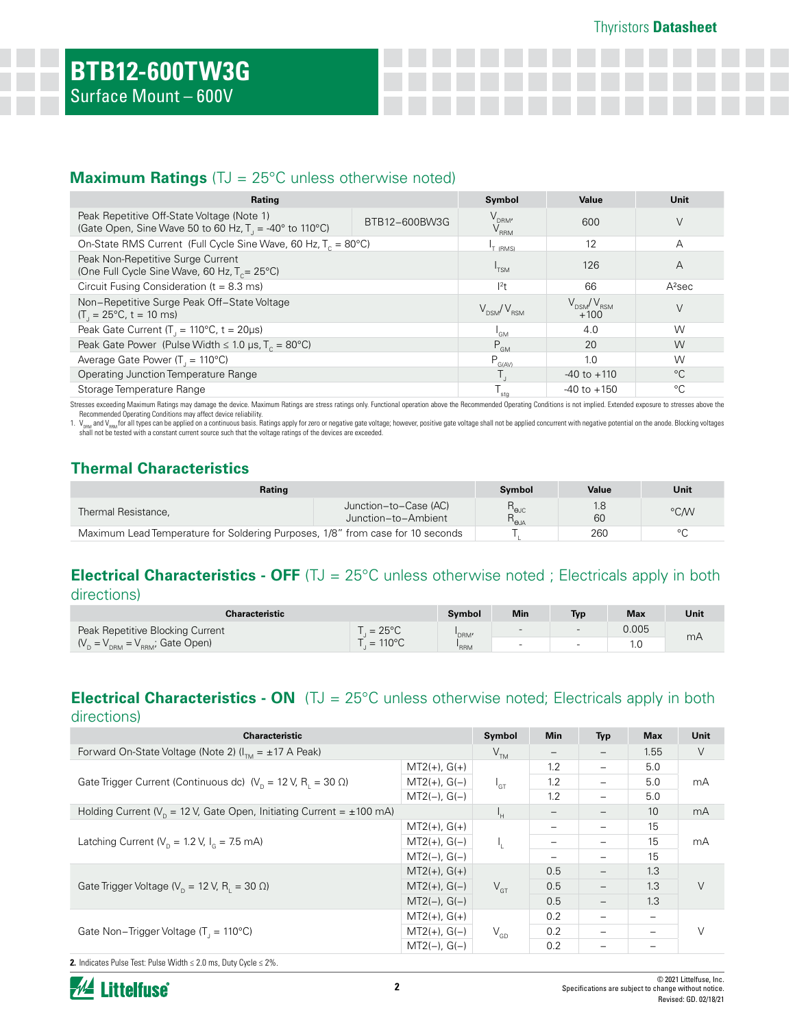# BTB12-600TW3G

Surface Mount – 600V

## Maximum Ratings (TJ = 25°C unless otherwise noted)

| Rating | | Symbol | Value | Unit |
|---|---|---|---|---|
| Peak Repetitive Off-State Voltage (Note 1) (Gate Open, Sine Wave 50 to 60 Hz, $T_J$ = -40° to 110°C) | BTB12–600BW3G | $V_{DRM}$, $V_{RRM}$ | 600 | V |
| On-State RMS Current (Full Cycle Sine Wave, 60 Hz, $T_C$ = 80°C) | | $I_{T\ (RMS)}$ | 12 | A |
| Peak Non-Repetitive Surge Current (One Full Cycle Sine Wave, 60 Hz, $T_C$= 25°C) | | $I_{TSM}$ | 126 | A |
| Circuit Fusing Consideration (t = 8.3 ms) | | $I^2t$ | 66 | A²sec |
| Non–Repetitive Surge Peak Off–State Voltage ($T_J$ = 25°C, t = 10 ms) | | $V_{DSM}$/ $V_{RSM}$ | $V_{DSM}$/ $V_{RSM}$ +100 | V |
| Peak Gate Current ($T_J$ = 110°C, t = 20μs) | | $I_{GM}$ | 4.0 | W |
| Peak Gate Power (Pulse Width ≤ 1.0 μs, $T_C$ = 80°C) | | $P_{GM}$ | 20 | W |
| Average Gate Power ($T_J$ = 110°C) | | $P_{G(AV)}$ | 1.0 | W |
| Operating Junction Temperature Range | | $T_J$ | -40 to +110 | °C |
| Storage Temperature Range | | $T_{stg}$ | -40 to +150 | °C |

Stresses exceeding Maximum Ratings may damage the device. Maximum Ratings are stress ratings only. Functional operation above the Recommended Operating Conditions is not implied. Extended exposure to stresses above the Recommended Operating Conditions may affect device reliability.

1. $V_{DRM}$ and $V_{RRM}$ for all types can be applied on a continuous basis. Ratings apply for zero or negative gate voltage; however, positive gate voltage shall not be applied concurrent with negative potential on the anode. Blocking voltages shall not be tested with a constant current source such that the voltage ratings of the devices are exceeded.

## Thermal Characteristics

| Rating | | Symbol | Value | Unit |
|---|---|---|---|---|
| Thermal Resistance, | Junction–to–Case (AC) | $R_{\theta JC}$ | 1.8 | °C/W |
| | Junction–to–Ambient | $R_{\theta JA}$ | 60 | |
| Maximum Lead Temperature for Soldering Purposes, 1/8" from case for 10 seconds | | $T_L$ | 260 | °C |

## Electrical Characteristics - OFF (TJ = 25°C unless otherwise noted ; Electricals apply in both directions)

| Characteristic | | Symbol | Min | Typ | Max | Unit |
|---|---|---|---|---|---|---|
| Peak Repetitive Blocking Current ($V_D$ = $V_{DRM}$ = $V_{RRM}$; Gate Open) | $T_J$ = 25°C | $I_{DRM}$, $I_{RRM}$ | - | - | 0.005 | mA |
| | $T_J$ = 110°C | | - | - | 1.0 | |

## Electrical Characteristics - ON (TJ = 25°C unless otherwise noted; Electricals apply in both directions)

| Characteristic | | Symbol | Min | Typ | Max | Unit |
|---|---|---|---|---|---|---|
| Forward On-State Voltage (Note 2) ($I_{TM}$ = ±17 A Peak) | | $V_{TM}$ | – | – | 1.55 | V |
| Gate Trigger Current (Continuous dc) ($V_D$ = 12 V, $R_L$ = 30 Ω) | MT2(+), G(+) | $I_{GT}$ | 1.2 | – | 5.0 | mA |
| | MT2(+), G(–) | | 1.2 | – | 5.0 | |
| | MT2(–), G(–) | | 1.2 | – | 5.0 | |
| Holding Current ($V_D$ = 12 V, Gate Open, Initiating Current = ±100 mA) | | $I_H$ | – | – | 10 | mA |
| Latching Current ($V_D$ = 1.2 V, $I_G$ = 7.5 mA) | MT2(+), G(+) | $I_L$ | – | – | 15 | mA |
| | MT2(+), G(–) | | – | – | 15 | |
| | MT2(–), G(–) | | – | – | 15 | |
| Gate Trigger Voltage ($V_D$ = 12 V, $R_L$ = 30 Ω) | MT2(+), G(+) | $V_{GT}$ | 0.5 | – | 1.3 | V |
| | MT2(+), G(–) | | 0.5 | – | 1.3 | |
| | MT2(–), G(–) | | 0.5 | – | 1.3 | |
| Gate Non–Trigger Voltage ($T_J$ = 110°C) | MT2(+), G(+) | $V_{GD}$ | 0.2 | – | – | V |
| | MT2(+), G(–) | | 0.2 | – | – | |
| | MT2(–), G(–) | | 0.2 | – | – | |

**2.** Indicates Pulse Test: Pulse Width ≤ 2.0 ms, Duty Cycle ≤ 2%.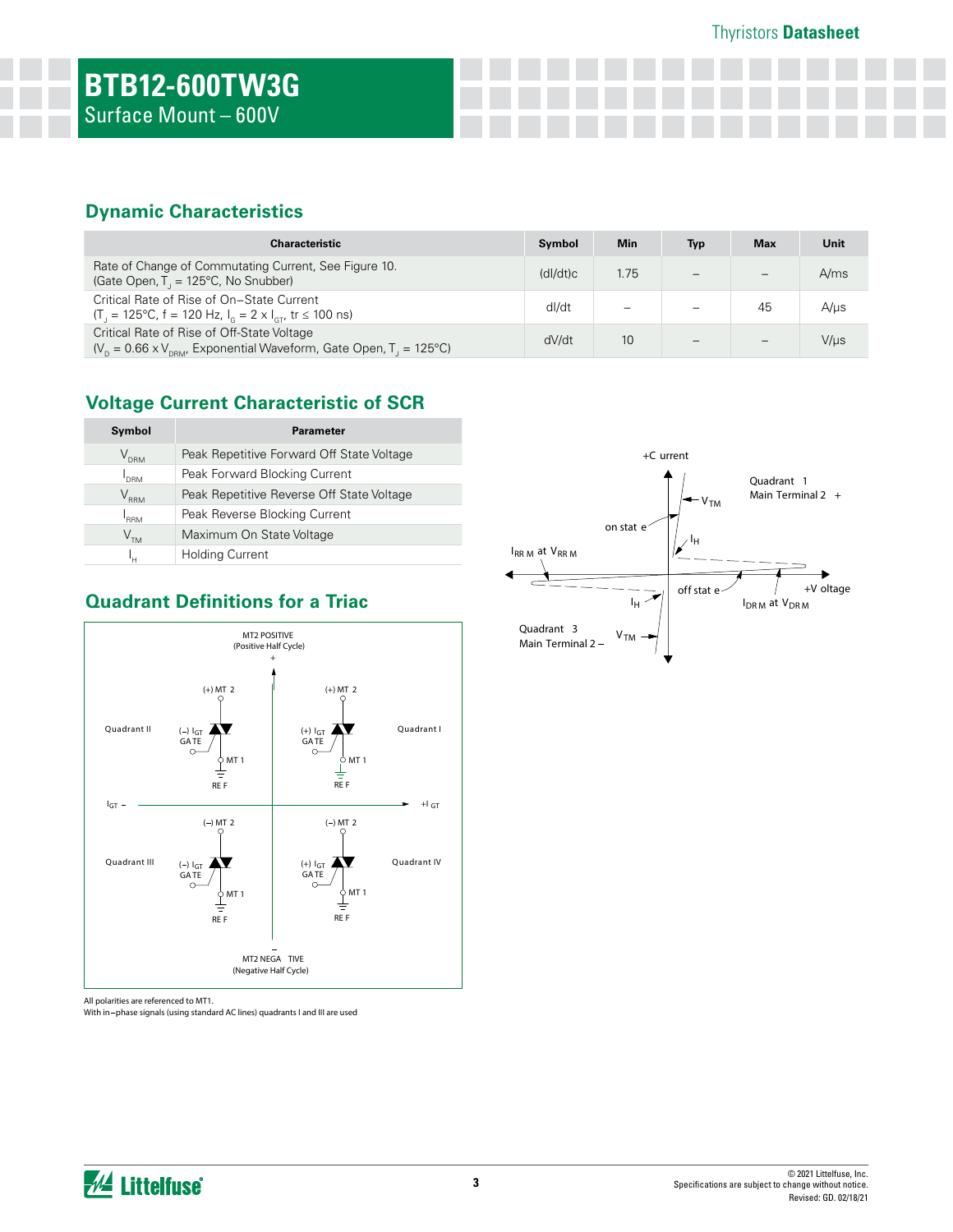# BTB12-600TW3G

Surface Mount – 600V

## Dynamic Characteristics

| Characteristic | Symbol | Min | Typ | Max | Unit |
|---|---|---|---|---|---|
| Rate of Change of Commutating Current, See Figure 10. (Gate Open, $T_J$ = 125°C, No Snubber) | (dI/dt)c | 1.75 | – | – | A/ms |
| Critical Rate of Rise of On–State Current ($T_J$ = 125°C, f = 120 Hz, $I_G$ = 2 x $I_{GT}$, tr ≤ 100 ns) | dI/dt | – | – | 45 | A/µs |
| Critical Rate of Rise of Off-State Voltage ($V_D$ = 0.66 x $V_{DRM}$, Exponential Waveform, Gate Open, $T_J$ = 125°C) | dV/dt | 10 | – | – | V/µs |

## Voltage Current Characteristic of SCR

| Symbol | Parameter |
|---|---|
| $V_{DRM}$ | Peak Repetitive Forward Off State Voltage |
| $I_{DRM}$ | Peak Forward Blocking Current |
| $V_{RRM}$ | Peak Repetitive Reverse Off State Voltage |
| $I_{RRM}$ | Peak Reverse Blocking Current |
| $V_{TM}$ | Maximum On State Voltage |
| $I_H$ | Holding Current |

## Quadrant Definitions for a Triac

All polarities are referenced to MT1.
With in–phase signals (using standard AC lines) quadrants I and III are used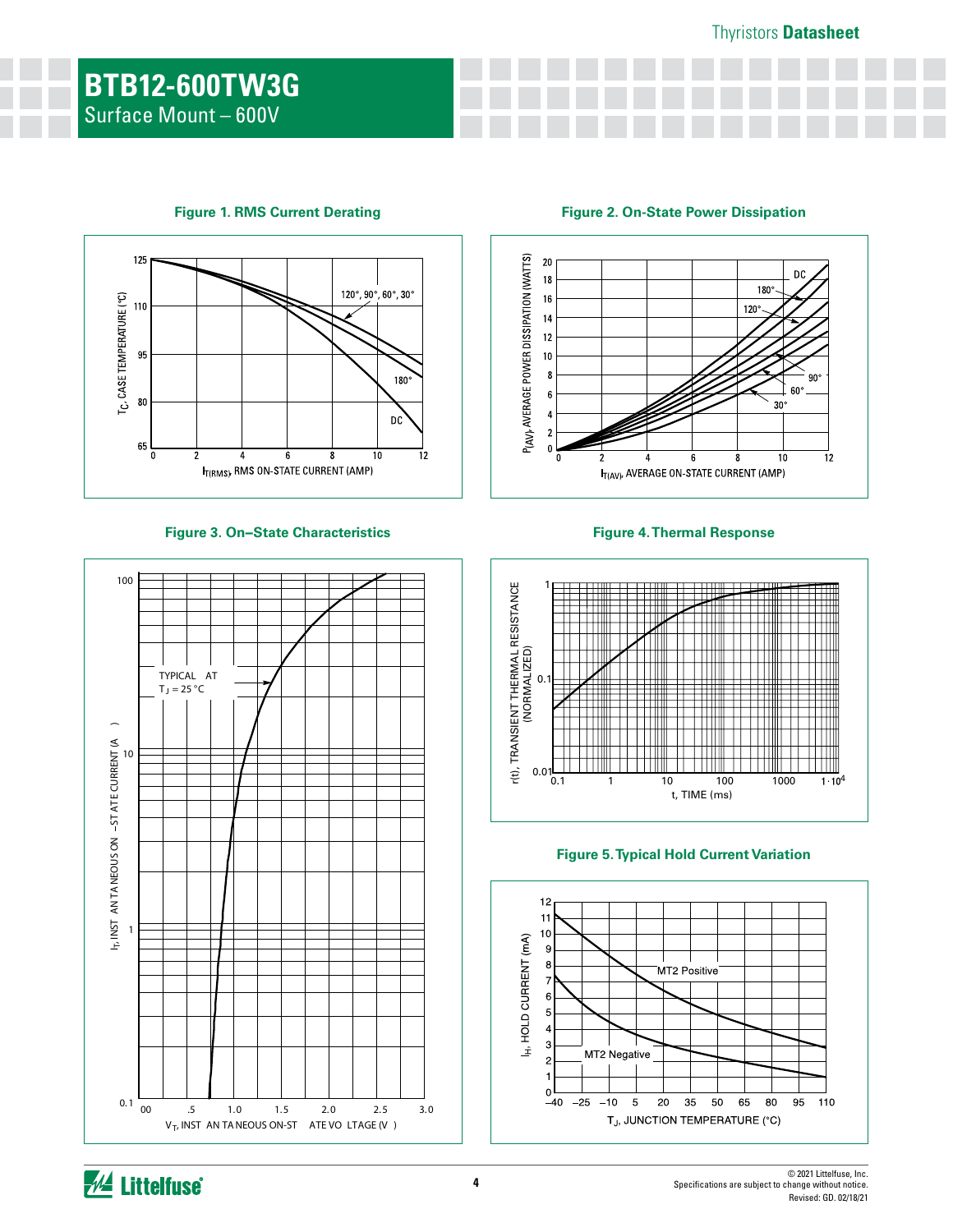# BTB12-600TW3G

Surface Mount – 600V

**Figure 1. RMS Current Derating**

$T_C$, CASE TEMPERATURE (°C)

125, 110, 95, 80, 65

0, 2, 4, 6, 8, 10, 12

$I_{T(RMS)}$, RMS ON-STATE CURRENT (AMP)

120°, 90°, 60°, 30°

180°

DC

**Figure 2. On-State Power Dissipation**

$P_{(AV)}$, AVERAGE POWER DISSIPATION (WATTS)

20, 18, 16, 14, 12, 10, 8, 6, 4, 2, 0

0, 2, 4, 6, 8, 10, 12

$I_{T(AV)}$, AVERAGE ON-STATE CURRENT (AMP)

DC, 180°, 120°, 90°, 60°, 30°

**Figure 3. On–State Characteristics**

$I_T$, INSTANTANEOUS ON-STATE CURRENT (A)

100, 10, 1, 0.1

0, .5, 1.0, 1.5, 2.0, 2.5, 3.0

$V_T$, INSTANTANEOUS ON-STATE VOLTAGE (V)

TYPICAL AT $T_J = 25°C$

**Figure 4. Thermal Response**

r(t), TRANSIENT THERMAL RESISTANCE (NORMALIZED)

1, 0.1, 0.01

0.1, 1, 10, 100, 1000, $1 \cdot 10^4$

t, TIME (ms)

**Figure 5. Typical Hold Current Variation**

$I_H$, HOLD CURRENT (mA)

12, 11, 10, 9, 8, 7, 6, 5, 4, 3, 2, 1, 0

–40, –25, –10, 5, 20, 35, 50, 65, 80, 95, 110

$T_J$, JUNCTION TEMPERATURE (°C)

MT2 Positive

MT2 Negative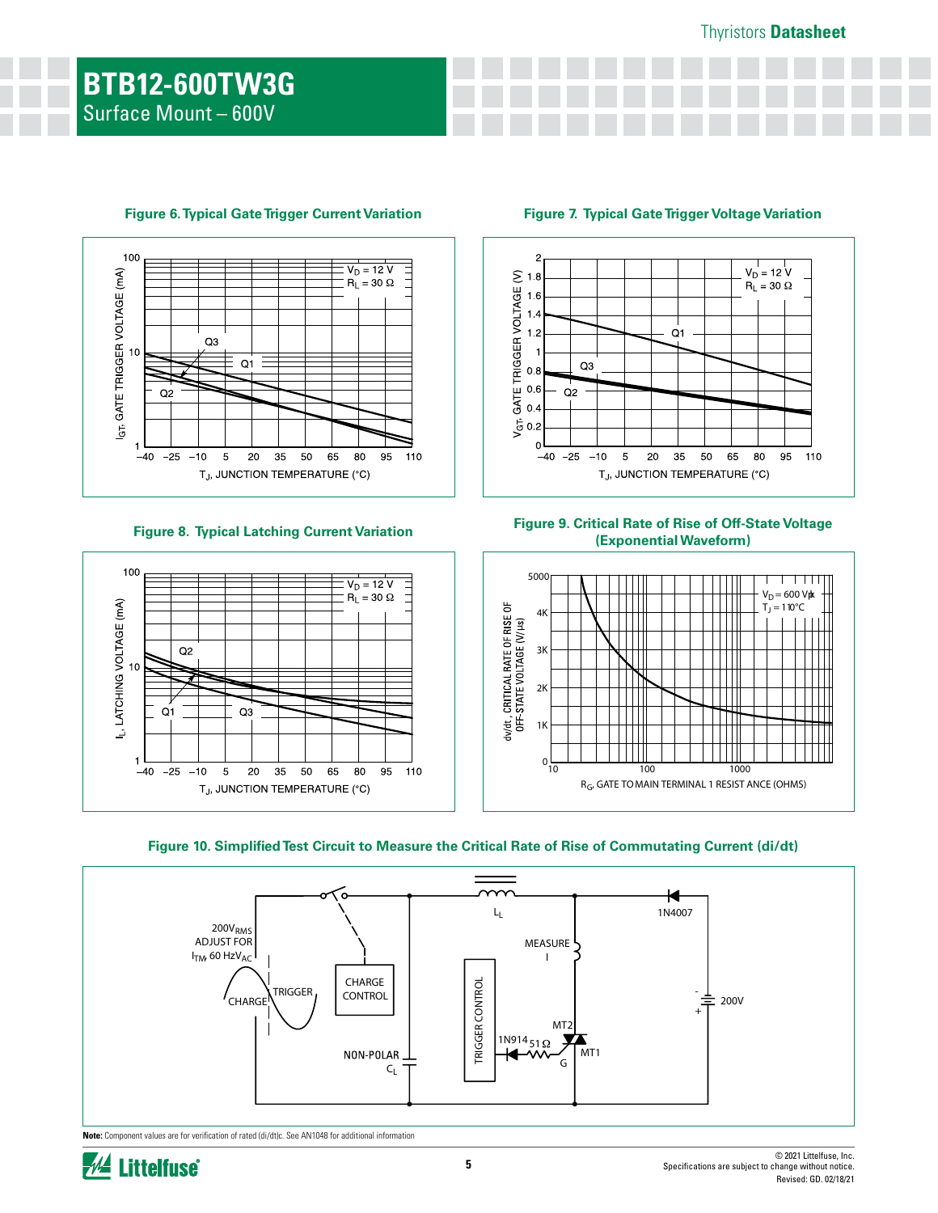**Figure 6. Typical Gate Trigger Current Variation**

**Figure 7. Typical Gate Trigger Voltage Variation**

**Figure 8. Typical Latching Current Variation**

**Figure 9. Critical Rate of Rise of Off-State Voltage (Exponential Waveform)**

**Figure 10. Simplified Test Circuit to Measure the Critical Rate of Rise of Commutating Current (di/dt)**

**Note:** Component values are for verification of rated (di/dt)c. See AN1048 for additional information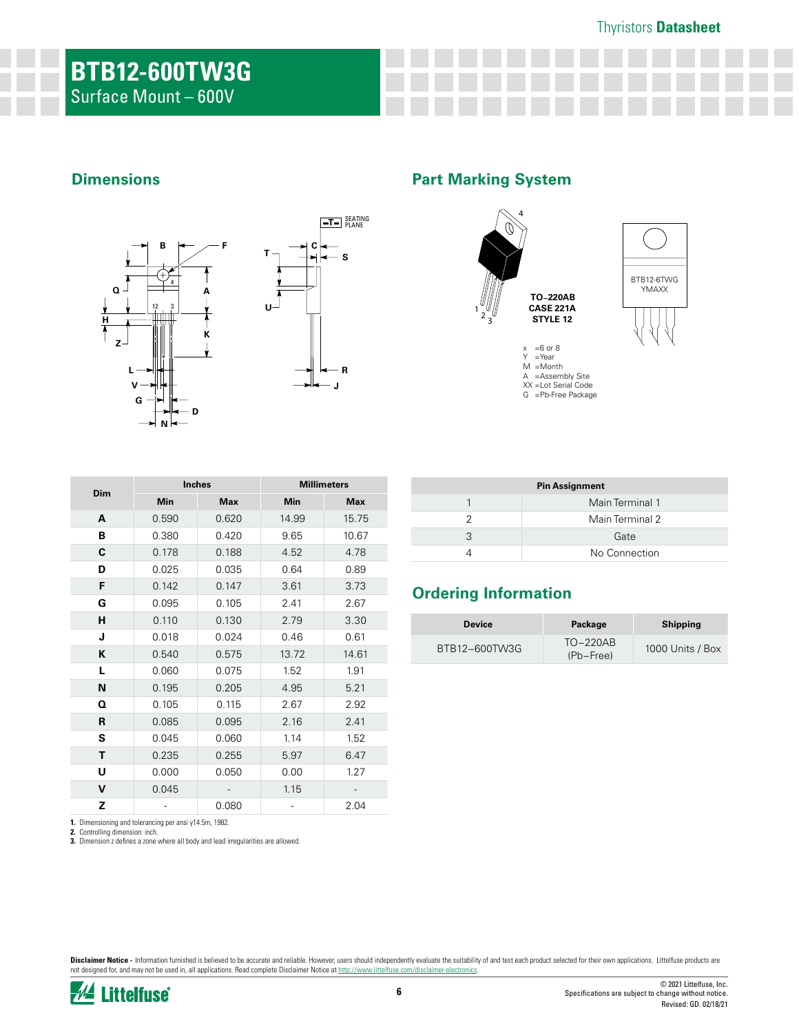# BTB12-600TW3G

Surface Mount – 600V

## Dimensions

SEATING PLANE

B F Q A H K Z L V G D N T C S U R J

## Part Marking System

TO−220AB
CASE 221A
STYLE 12

BTB12-6TWG
YMAXX

x =6 or 8
Y =Year
M =Month
A =Assembly Site
XX =Lot Serial Code
G =Pb-Free Package

| Dim | Inches | | Millimeters | |
|---|---|---|---|---|
| | Min | Max | Min | Max |
| A | 0.590 | 0.620 | 14.99 | 15.75 |
| B | 0.380 | 0.420 | 9.65 | 10.67 |
| C | 0.178 | 0.188 | 4.52 | 4.78 |
| D | 0.025 | 0.035 | 0.64 | 0.89 |
| F | 0.142 | 0.147 | 3.61 | 3.73 |
| G | 0.095 | 0.105 | 2.41 | 2.67 |
| H | 0.110 | 0.130 | 2.79 | 3.30 |
| J | 0.018 | 0.024 | 0.46 | 0.61 |
| K | 0.540 | 0.575 | 13.72 | 14.61 |
| L | 0.060 | 0.075 | 1.52 | 1.91 |
| N | 0.195 | 0.205 | 4.95 | 5.21 |
| Q | 0.105 | 0.115 | 2.67 | 2.92 |
| R | 0.085 | 0.095 | 2.16 | 2.41 |
| S | 0.045 | 0.060 | 1.14 | 1.52 |
| T | 0.235 | 0.255 | 5.97 | 6.47 |
| U | 0.000 | 0.050 | 0.00 | 1.27 |
| V | 0.045 | - | 1.15 | - |
| Z | - | 0.080 | - | 2.04 |

1. Dimensioning and tolerancing per ansi y14.5m, 1982.
2. Controlling dimension: inch.
3. Dimension z defines a zone where all body and lead irregularities are allowed.

| Pin Assignment | |
|---|---|
| 1 | Main Terminal 1 |
| 2 | Main Terminal 2 |
| 3 | Gate |
| 4 | No Connection |

## Ordering Information

| Device | Package | Shipping |
|---|---|---|
| BTB12−600TW3G | TO−220AB (Pb−Free) | 1000 Units / Box |

**Disclaimer Notice -** Information furnished is believed to be accurate and reliable. However, users should independently evaluate the suitability of and test each product selected for their own applications. Littelfuse products are not designed for, and may not be used in, all applications. Read complete Disclaimer Notice at http://www.littelfuse.com/disclaimer-electronics.

© 2021 Littelfuse, Inc.
Specifications are subject to change without notice.
Revised: GD. 02/18/21